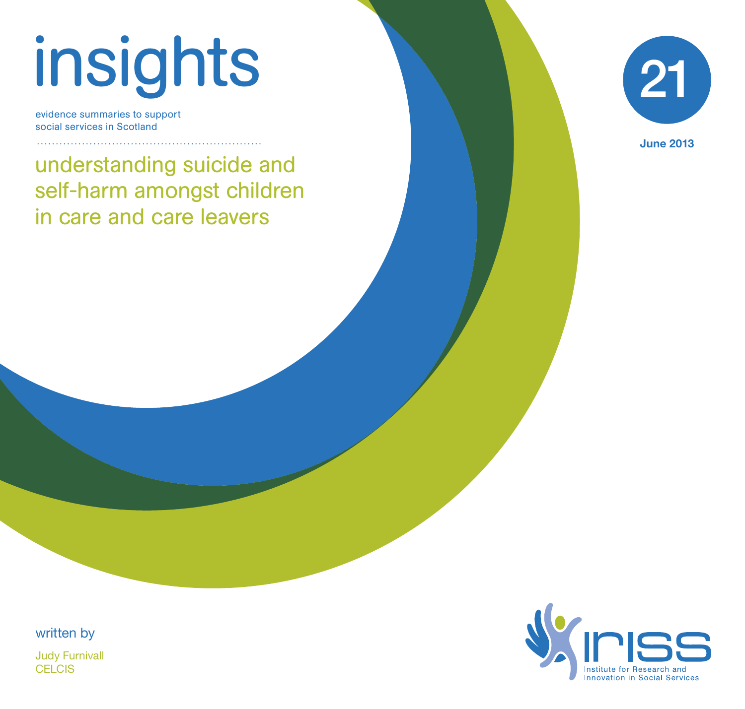# insights

evidence summaries to support social services in Scotland

## understanding suicide and self-harm amongst children in care and care leavers

21

June 2013

written by

Judy Furnivall
CELCIS

iriss
Institute for Research and Innovation in Social Services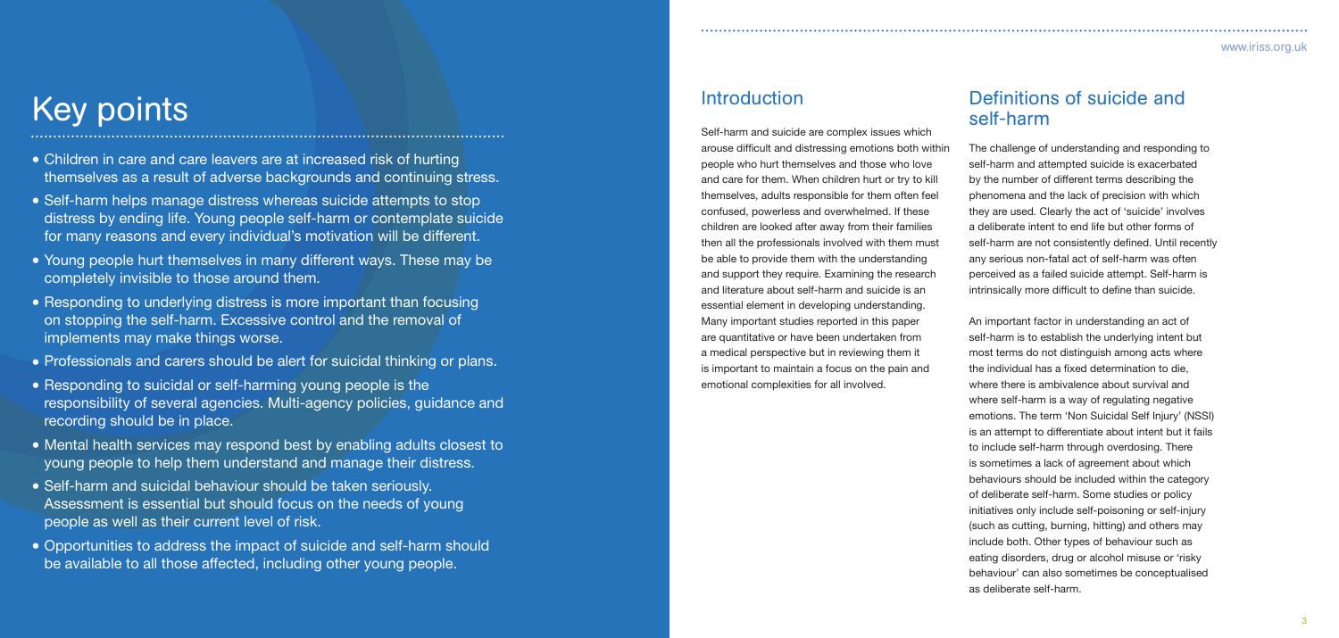# Key points

- Children in care and care leavers are at increased risk of hurting themselves as a result of adverse backgrounds and continuing stress.
- Self-harm helps manage distress whereas suicide attempts to stop distress by ending life. Young people self-harm or contemplate suicide for many reasons and every individual's motivation will be different.
- Young people hurt themselves in many different ways. These may be completely invisible to those around them.
- Responding to underlying distress is more important than focusing on stopping the self-harm. Excessive control and the removal of implements may make things worse.
- Professionals and carers should be alert for suicidal thinking or plans.
- Responding to suicidal or self-harming young people is the responsibility of several agencies. Multi-agency policies, guidance and recording should be in place.
- Mental health services may respond best by enabling adults closest to young people to help them understand and manage their distress.
- Self-harm and suicidal behaviour should be taken seriously. Assessment is essential but should focus on the needs of young people as well as their current level of risk.
- Opportunities to address the impact of suicide and self-harm should be available to all those affected, including other young people.

## Introduction

Self-harm and suicide are complex issues which arouse difficult and distressing emotions both within people who hurt themselves and those who love and care for them. When children hurt or try to kill themselves, adults responsible for them often feel confused, powerless and overwhelmed. If these children are looked after away from their families then all the professionals involved with them must be able to provide them with the understanding and support they require. Examining the research and literature about self-harm and suicide is an essential element in developing understanding. Many important studies reported in this paper are quantitative or have been undertaken from a medical perspective but in reviewing them it is important to maintain a focus on the pain and emotional complexities for all involved.

## Definitions of suicide and self-harm

The challenge of understanding and responding to self-harm and attempted suicide is exacerbated by the number of different terms describing the phenomena and the lack of precision with which they are used. Clearly the act of 'suicide' involves a deliberate intent to end life but other forms of self-harm are not consistently defined. Until recently any serious non-fatal act of self-harm was often perceived as a failed suicide attempt. Self-harm is intrinsically more difficult to define than suicide.

An important factor in understanding an act of self-harm is to establish the underlying intent but most terms do not distinguish among acts where the individual has a fixed determination to die, where there is ambivalence about survival and where self-harm is a way of regulating negative emotions. The term 'Non Suicidal Self Injury' (NSSI) is an attempt to differentiate about intent but it fails to include self-harm through overdosing. There is sometimes a lack of agreement about which behaviours should be included within the category of deliberate self-harm. Some studies or policy initiatives only include self-poisoning or self-injury (such as cutting, burning, hitting) and others may include both. Other types of behaviour such as eating disorders, drug or alcohol misuse or 'risky behaviour' can also sometimes be conceptualised as deliberate self-harm.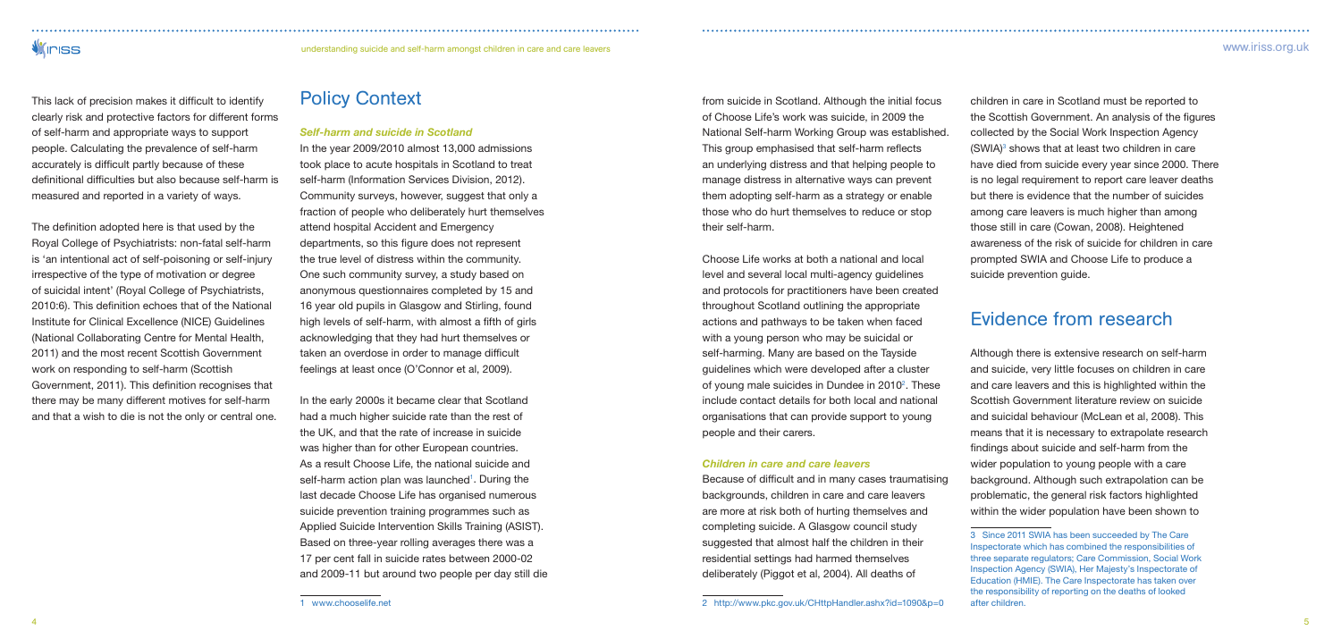This lack of precision makes it difficult to identify clearly risk and protective factors for different forms of self-harm and appropriate ways to support people. Calculating the prevalence of self-harm accurately is difficult partly because of these definitional difficulties but also because self-harm is measured and reported in a variety of ways.

The definition adopted here is that used by the Royal College of Psychiatrists: non-fatal self-harm is 'an intentional act of self-poisoning or self-injury irrespective of the type of motivation or degree of suicidal intent' (Royal College of Psychiatrists, 2010:6). This definition echoes that of the National Institute for Clinical Excellence (NICE) Guidelines (National Collaborating Centre for Mental Health, 2011) and the most recent Scottish Government work on responding to self-harm (Scottish Government, 2011). This definition recognises that there may be many different motives for self-harm and that a wish to die is not the only or central one.

## Policy Context

### *Self-harm and suicide in Scotland*

In the year 2009/2010 almost 13,000 admissions took place to acute hospitals in Scotland to treat self-harm (Information Services Division, 2012). Community surveys, however, suggest that only a fraction of people who deliberately hurt themselves attend hospital Accident and Emergency departments, so this figure does not represent the true level of distress within the community. One such community survey, a study based on anonymous questionnaires completed by 15 and 16 year old pupils in Glasgow and Stirling, found high levels of self-harm, with almost a fifth of girls acknowledging that they had hurt themselves or taken an overdose in order to manage difficult feelings at least once (O'Connor et al, 2009).

In the early 2000s it became clear that Scotland had a much higher suicide rate than the rest of the UK, and that the rate of increase in suicide was higher than for other European countries. As a result Choose Life, the national suicide and self-harm action plan was launched[1]. During the last decade Choose Life has organised numerous suicide prevention training programmes such as Applied Suicide Intervention Skills Training (ASIST). Based on three-year rolling averages there was a 17 per cent fall in suicide rates between 2000-02 and 2009-11 but around two people per day still die from suicide in Scotland. Although the initial focus of Choose Life's work was suicide, in 2009 the National Self-harm Working Group was established. This group emphasised that self-harm reflects an underlying distress and that helping people to manage distress in alternative ways can prevent them adopting self-harm as a strategy or enable those who do hurt themselves to reduce or stop their self-harm.

Choose Life works at both a national and local level and several local multi-agency guidelines and protocols for practitioners have been created throughout Scotland outlining the appropriate actions and pathways to be taken when faced with a young person who may be suicidal or self-harming. Many are based on the Tayside guidelines which were developed after a cluster of young male suicides in Dundee in 2010[2]. These include contact details for both local and national organisations that can provide support to young people and their carers.

### *Children in care and care leavers*

Because of difficult and in many cases traumatising backgrounds, children in care and care leavers are more at risk both of hurting themselves and completing suicide. A Glasgow council study suggested that almost half the children in their residential settings had harmed themselves deliberately (Piggot et al, 2004). All deaths of children in care in Scotland must be reported to the Scottish Government. An analysis of the figures collected by the Social Work Inspection Agency (SWIA)[3] shows that at least two children in care have died from suicide every year since 2000. There is no legal requirement to report care leaver deaths but there is evidence that the number of suicides among care leavers is much higher than among those still in care (Cowan, 2008). Heightened awareness of the risk of suicide for children in care prompted SWIA and Choose Life to produce a suicide prevention guide.

## Evidence from research

Although there is extensive research on self-harm and suicide, very little focuses on children in care and care leavers and this is highlighted within the Scottish Government literature review on suicide and suicidal behaviour (McLean et al, 2008). This means that it is necessary to extrapolate research findings about suicide and self-harm from the wider population to young people with a care background. Although such extrapolation can be problematic, the general risk factors highlighted within the wider population have been shown to

---

1 www.chooselife.net

2 http://www.pkc.gov.uk/CHttpHandler.ashx?id=1090&p=0

3 Since 2011 SWIA has been succeeded by The Care Inspectorate which has combined the responsibilities of three separate regulators; Care Commission, Social Work Inspection Agency (SWIA), Her Majesty's Inspectorate of Education (HMIE). The Care Inspectorate has taken over the responsibility of reporting on the deaths of looked after children.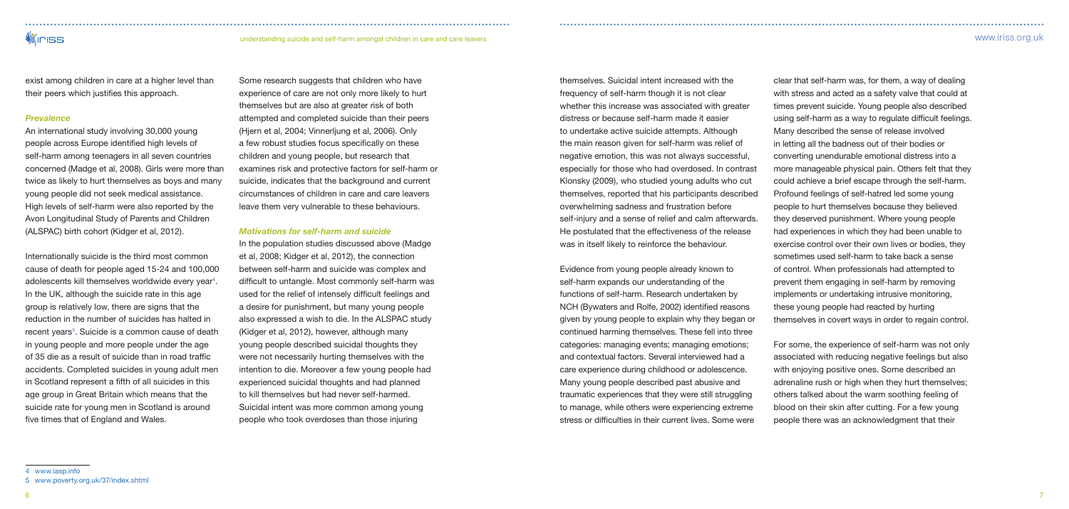exist among children in care at a higher level than their peers which justifies this approach.

### *Prevalence*

An international study involving 30,000 young people across Europe identified high levels of self-harm among teenagers in all seven countries concerned (Madge et al, 2008). Girls were more than twice as likely to hurt themselves as boys and many young people did not seek medical assistance. High levels of self-harm were also reported by the Avon Longitudinal Study of Parents and Children (ALSPAC) birth cohort (Kidger et al, 2012).

Internationally suicide is the third most common cause of death for people aged 15-24 and 100,000 adolescents kill themselves worldwide every year[4]. In the UK, although the suicide rate in this age group is relatively low, there are signs that the reduction in the number of suicides has halted in recent years[5]. Suicide is a common cause of death in young people and more people under the age of 35 die as a result of suicide than in road traffic accidents. Completed suicides in young adult men in Scotland represent a fifth of all suicides in this age group in Great Britain which means that the suicide rate for young men in Scotland is around five times that of England and Wales.

Some research suggests that children who have experience of care are not only more likely to hurt themselves but are also at greater risk of both attempted and completed suicide than their peers (Hjern et al, 2004; Vinnerljung et al, 2006). Only a few robust studies focus specifically on these children and young people, but research that examines risk and protective factors for self-harm or suicide, indicates that the background and current circumstances of children in care and care leavers leave them very vulnerable to these behaviours.

### *Motivations for self-harm and suicide*

In the population studies discussed above (Madge et al, 2008; Kidger et al, 2012), the connection between self-harm and suicide was complex and difficult to untangle. Most commonly self-harm was used for the relief of intensely difficult feelings and a desire for punishment, but many young people also expressed a wish to die. In the ALSPAC study (Kidger et al, 2012), however, although many young people described suicidal thoughts they were not necessarily hurting themselves with the intention to die. Moreover a few young people had experienced suicidal thoughts and had planned to kill themselves but had never self-harmed. Suicidal intent was more common among young people who took overdoses than those injuring themselves. Suicidal intent increased with the frequency of self-harm though it is not clear whether this increase was associated with greater distress or because self-harm made it easier to undertake active suicide attempts. Although the main reason given for self-harm was relief of negative emotion, this was not always successful, especially for those who had overdosed. In contrast Klonsky (2009), who studied young adults who cut themselves, reported that his participants described overwhelming sadness and frustration before self-injury and a sense of relief and calm afterwards. He postulated that the effectiveness of the release was in itself likely to reinforce the behaviour.

Evidence from young people already known to self-harm expands our understanding of the functions of self-harm. Research undertaken by NCH (Bywaters and Rolfe, 2002) identified reasons given by young people to explain why they began or continued harming themselves. These fell into three categories: managing events; managing emotions; and contextual factors. Several interviewed had a care experience during childhood or adolescence. Many young people described past abusive and traumatic experiences that they were still struggling to manage, while others were experiencing extreme stress or difficulties in their current lives. Some were clear that self-harm was, for them, a way of dealing with stress and acted as a safety valve that could at times prevent suicide. Young people also described using self-harm as a way to regulate difficult feelings. Many described the sense of release involved in letting all the badness out of their bodies or converting unendurable emotional distress into a more manageable physical pain. Others felt that they could achieve a brief escape through the self-harm. Profound feelings of self-hatred led some young people to hurt themselves because they believed they deserved punishment. Where young people had experiences in which they had been unable to exercise control over their own lives or bodies, they sometimes used self-harm to take back a sense of control. When professionals had attempted to prevent them engaging in self-harm by removing implements or undertaking intrusive monitoring, these young people had reacted by hurting themselves in covert ways in order to regain control.

For some, the experience of self-harm was not only associated with reducing negative feelings but also with enjoying positive ones. Some described an adrenaline rush or high when they hurt themselves; others talked about the warm soothing feeling of blood on their skin after cutting. For a few young people there was an acknowledgment that their

---

[4] www.iasp.info

[5] www.poverty.org.uk/37/index.shtml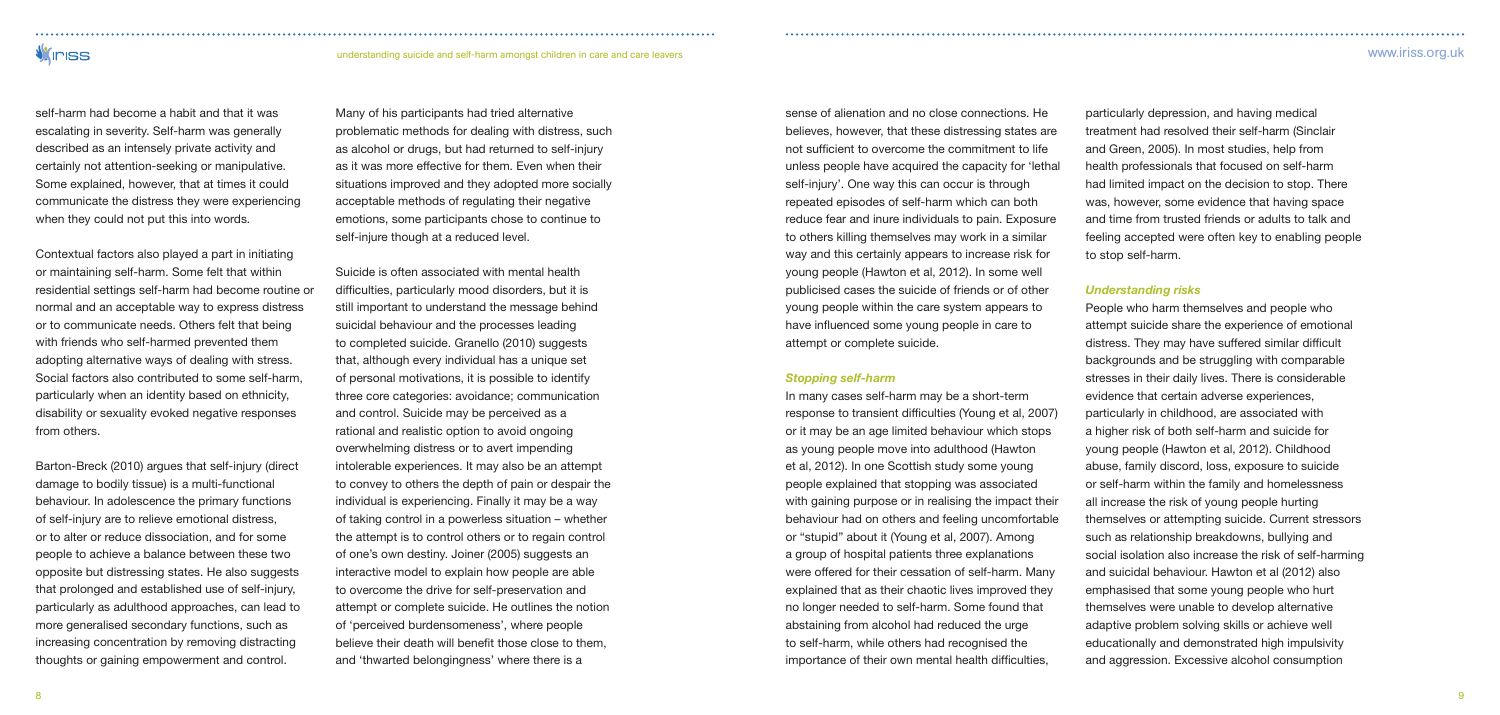self-harm had become a habit and that it was escalating in severity. Self-harm was generally described as an intensely private activity and certainly not attention-seeking or manipulative. Some explained, however, that at times it could communicate the distress they were experiencing when they could not put this into words.

Contextual factors also played a part in initiating or maintaining self-harm. Some felt that within residential settings self-harm had become routine or normal and an acceptable way to express distress or to communicate needs. Others felt that being with friends who self-harmed prevented them adopting alternative ways of dealing with stress. Social factors also contributed to some self-harm, particularly when an identity based on ethnicity, disability or sexuality evoked negative responses from others.

Barton-Breck (2010) argues that self-injury (direct damage to bodily tissue) is a multi-functional behaviour. In adolescence the primary functions of self-injury are to relieve emotional distress, or to alter or reduce dissociation, and for some people to achieve a balance between these two opposite but distressing states. He also suggests that prolonged and established use of self-injury, particularly as adulthood approaches, can lead to more generalised secondary functions, such as increasing concentration by removing distracting thoughts or gaining empowerment and control.

Many of his participants had tried alternative problematic methods for dealing with distress, such as alcohol or drugs, but had returned to self-injury as it was more effective for them. Even when their situations improved and they adopted more socially acceptable methods of regulating their negative emotions, some participants chose to continue to self-injure though at a reduced level.

Suicide is often associated with mental health difficulties, particularly mood disorders, but it is still important to understand the message behind suicidal behaviour and the processes leading to completed suicide. Granello (2010) suggests that, although every individual has a unique set of personal motivations, it is possible to identify three core categories: avoidance; communication and control. Suicide may be perceived as a rational and realistic option to avoid ongoing overwhelming distress or to avert impending intolerable experiences. It may also be an attempt to convey to others the depth of pain or despair the individual is experiencing. Finally it may be a way of taking control in a powerless situation – whether the attempt is to control others or to regain control of one's own destiny. Joiner (2005) suggests an interactive model to explain how people are able to overcome the drive for self-preservation and attempt or complete suicide. He outlines the notion of 'perceived burdensomeness', where people believe their death will benefit those close to them, and 'thwarted belongingness' where there is a sense of alienation and no close connections. He believes, however, that these distressing states are not sufficient to overcome the commitment to life unless people have acquired the capacity for 'lethal self-injury'. One way this can occur is through repeated episodes of self-harm which can both reduce fear and inure individuals to pain. Exposure to others killing themselves may work in a similar way and this certainly appears to increase risk for young people (Hawton et al, 2012). In some well publicised cases the suicide of friends or of other young people within the care system appears to have influenced some young people in care to attempt or complete suicide.

### *Stopping self-harm*

In many cases self-harm may be a short-term response to transient difficulties (Young et al, 2007) or it may be an age limited behaviour which stops as young people move into adulthood (Hawton et al, 2012). In one Scottish study some young people explained that stopping was associated with gaining purpose or in realising the impact their behaviour had on others and feeling uncomfortable or "stupid" about it (Young et al, 2007). Among a group of hospital patients three explanations were offered for their cessation of self-harm. Many explained that as their chaotic lives improved they no longer needed to self-harm. Some found that abstaining from alcohol had reduced the urge to self-harm, while others had recognised the importance of their own mental health difficulties, particularly depression, and having medical treatment had resolved their self-harm (Sinclair and Green, 2005). In most studies, help from health professionals that focused on self-harm had limited impact on the decision to stop. There was, however, some evidence that having space and time from trusted friends or adults to talk and feeling accepted were often key to enabling people to stop self-harm.

### *Understanding risks*

People who harm themselves and people who attempt suicide share the experience of emotional distress. They may have suffered similar difficult backgrounds and be struggling with comparable stresses in their daily lives. There is considerable evidence that certain adverse experiences, particularly in childhood, are associated with a higher risk of both self-harm and suicide for young people (Hawton et al, 2012). Childhood abuse, family discord, loss, exposure to suicide or self-harm within the family and homelessness all increase the risk of young people hurting themselves or attempting suicide. Current stressors such as relationship breakdowns, bullying and social isolation also increase the risk of self-harming and suicidal behaviour. Hawton et al (2012) also emphasised that some young people who hurt themselves were unable to develop alternative adaptive problem solving skills or achieve well educationally and demonstrated high impulsivity and aggression. Excessive alcohol consumption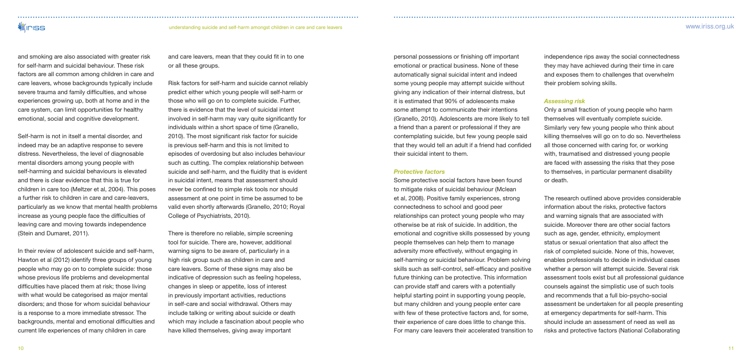and smoking are also associated with greater risk for self-harm and suicidal behaviour. These risk factors are all common among children in care and care leavers, whose backgrounds typically include severe trauma and family difficulties, and whose experiences growing up, both at home and in the care system, can limit opportunities for healthy emotional, social and cognitive development.

Self-harm is not in itself a mental disorder, and indeed may be an adaptive response to severe distress. Nevertheless, the level of diagnosable mental disorders among young people with self-harming and suicidal behaviours is elevated and there is clear evidence that this is true for children in care too (Meltzer et al, 2004). This poses a further risk to children in care and care-leavers, particularly as we know that mental health problems increase as young people face the difficulties of leaving care and moving towards independence (Stein and Dumaret, 2011).

In their review of adolescent suicide and self-harm, Hawton et al (2012) identify three groups of young people who may go on to complete suicide: those whose previous life problems and developmental difficulties have placed them at risk; those living with what would be categorised as major mental disorders; and those for whom suicidal behaviour is a response to a more immediate stressor. The backgrounds, mental and emotional difficulties and current life experiences of many children in care and care leavers, mean that they could fit in to one or all these groups.

Risk factors for self-harm and suicide cannot reliably predict either which young people will self-harm or those who will go on to complete suicide. Further, there is evidence that the level of suicidal intent involved in self-harm may vary quite significantly for individuals within a short space of time (Granello, 2010). The most significant risk factor for suicide is previous self-harm and this is not limited to episodes of overdosing but also includes behaviour such as cutting. The complex relationship between suicide and self-harm, and the fluidity that is evident in suicidal intent, means that assessment should never be confined to simple risk tools nor should assessment at one point in time be assumed to be valid even shortly afterwards (Granello, 2010; Royal College of Psychiatrists, 2010).

There is therefore no reliable, simple screening tool for suicide. There are, however, additional warning signs to be aware of, particularly in a high risk group such as children in care and care leavers. Some of these signs may also be indicative of depression such as feeling hopeless, changes in sleep or appetite, loss of interest in previously important activities, reductions in self-care and social withdrawal. Others may include talking or writing about suicide or death which may include a fascination about people who have killed themselves, giving away important personal possessions or finishing off important emotional or practical business. None of these automatically signal suicidal intent and indeed some young people may attempt suicide without giving any indication of their internal distress, but it is estimated that 90% of adolescents make some attempt to communicate their intentions (Granello, 2010). Adolescents are more likely to tell a friend than a parent or professional if they are contemplating suicide, but few young people said that they would tell an adult if a friend had confided their suicidal intent to them.

### *Protective factors*

Some protective social factors have been found to mitigate risks of suicidal behaviour (Mclean et al, 2008). Positive family experiences, strong connectedness to school and good peer relationships can protect young people who may otherwise be at risk of suicide. In addition, the emotional and cognitive skills possessed by young people themselves can help them to manage adversity more effectively, without engaging in self-harming or suicidal behaviour. Problem solving skills such as self-control, self-efficacy and positive future thinking can be protective. This information can provide staff and carers with a potentially helpful starting point in supporting young people, but many children and young people enter care with few of these protective factors and, for some, their experience of care does little to change this. For many care leavers their accelerated transition to independence rips away the social connectedness they may have achieved during their time in care and exposes them to challenges that overwhelm their problem solving skills.

### *Assessing risk*

Only a small fraction of young people who harm themselves will eventually complete suicide. Similarly very few young people who think about killing themselves will go on to do so. Nevertheless all those concerned with caring for, or working with, traumatised and distressed young people are faced with assessing the risks that they pose to themselves, in particular permanent disability or death.

The research outlined above provides considerable information about the risks, protective factors and warning signals that are associated with suicide. Moreover there are other social factors such as age, gender, ethnicity, employment status or sexual orientation that also affect the risk of completed suicide. None of this, however, enables professionals to decide in individual cases whether a person will attempt suicide. Several risk assessment tools exist but all professional guidance counsels against the simplistic use of such tools and recommends that a full bio-psycho-social assessment be undertaken for all people presenting at emergency departments for self-harm. This should include an assessment of need as well as risks and protective factors (National Collaborating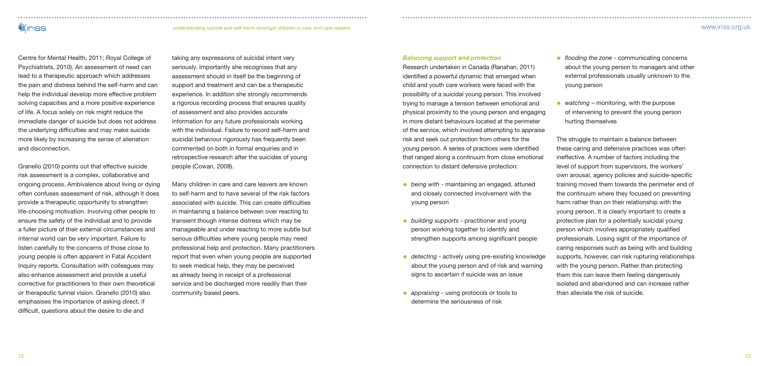Centre for Mental Health, 2011; Royal College of Psychiatrists, 2010). An assessment of need can lead to a therapeutic approach which addresses the pain and distress behind the self-harm and can help the individual develop more effective problem solving capacities and a more positive experience of life. A focus solely on risk might reduce the immediate danger of suicide but does not address the underlying difficulties and may make suicide more likely by increasing the sense of alienation and disconnection.

Granello (2010) points out that effective suicide risk assessment is a complex, collaborative and ongoing process. Ambivalence about living or dying often confuses assessment of risk, although it does provide a therapeutic opportunity to strengthen life-choosing motivation. Involving other people to ensure the safety of the individual and to provide a fuller picture of their external circumstances and internal world can be very important. Failure to listen carefully to the concerns of those close to young people is often apparent in Fatal Accident Inquiry reports. Consultation with colleagues may also enhance assessment and provide a useful corrective for practitioners to their own theoretical or therapeutic tunnel vision. Granello (2010) also emphasises the importance of asking direct, if difficult, questions about the desire to die and taking any expressions of suicidal intent very seriously. Importantly she recognises that any assessment should in itself be the beginning of support and treatment and can be a therapeutic experience. In addition she strongly recommends a rigorous recording process that ensures quality of assessment and also provides accurate information for any future professionals working with the individual. Failure to record self-harm and suicidal behaviour rigorously has frequently been commented on both in formal enquiries and in retrospective research after the suicides of young people (Cowan, 2008).

Many children in care and care leavers are known to self-harm and to have several of the risk factors associated with suicide. This can create difficulties in maintaining a balance between over reacting to transient though intense distress which may be manageable and under reacting to more subtle but serious difficulties where young people may need professional help and protection. Many practitioners report that even when young people are supported to seek medical help, they may be perceived as already being in receipt of a professional service and be discharged more readily than their community based peers.

### *Balancing support and protection*

Research undertaken in Canada (Ranahan, 2011) identified a powerful dynamic that emerged when child and youth care workers were faced with the possibility of a suicidal young person. This involved trying to manage a tension between emotional and physical proximity to the young person and engaging in more distant behaviours located at the perimeter of the service, which involved attempting to appraise risk and seek out protection from others for the young person. A series of practices were identified that ranged along a continuum from close emotional connection to distant defensive protection:

- *being with* - maintaining an engaged, attuned and closely connected involvement with the young person
- *building supports* - practitioner and young person working together to identify and strengthen supports among significant people
- *detecting* - actively using pre-existing knowledge about the young person and of risk and warning signs to ascertain if suicide was an issue
- *appraising* - using protocols or tools to determine the seriousness of risk
- *flooding the zone* - communicating concerns about the young person to managers and other external professionals usually unknown to the young person
- *watching* – monitoring, with the purpose of intervening to prevent the young person hurting themselves

The struggle to maintain a balance between these caring and defensive practices was often ineffective. A number of factors including the level of support from supervisors, the workers' own arousal, agency policies and suicide-specific training moved them towards the perimeter end of the continuum where they focused on preventing harm rather than on their relationship with the young person. It is clearly important to create a protective plan for a potentially suicidal young person which involves appropriately qualified professionals. Losing sight of the importance of caring responses such as being with and building supports, however, can risk rupturing relationships with the young person. Rather than protecting them this can leave them feeling dangerously isolated and abandoned and can increase rather than alleviate the risk of suicide.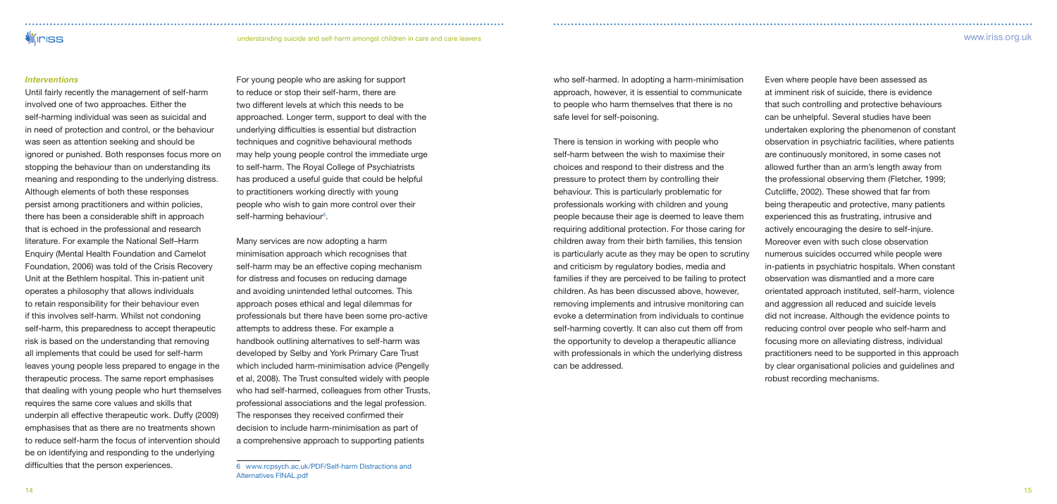### *Interventions*

Until fairly recently the management of self-harm involved one of two approaches. Either the self-harming individual was seen as suicidal and in need of protection and control, or the behaviour was seen as attention seeking and should be ignored or punished. Both responses focus more on stopping the behaviour than on understanding its meaning and responding to the underlying distress. Although elements of both these responses persist among practitioners and within policies, there has been a considerable shift in approach that is echoed in the professional and research literature. For example the National Self–Harm Enquiry (Mental Health Foundation and Camelot Foundation, 2006) was told of the Crisis Recovery Unit at the Bethlem hospital. This in-patient unit operates a philosophy that allows individuals to retain responsibility for their behaviour even if this involves self-harm. Whilst not condoning self-harm, this preparedness to accept therapeutic risk is based on the understanding that removing all implements that could be used for self-harm leaves young people less prepared to engage in the therapeutic process. The same report emphasises that dealing with young people who hurt themselves requires the same core values and skills that underpin all effective therapeutic work. Duffy (2009) emphasises that as there are no treatments shown to reduce self-harm the focus of intervention should be on identifying and responding to the underlying difficulties that the person experiences.

For young people who are asking for support to reduce or stop their self-harm, there are two different levels at which this needs to be approached. Longer term, support to deal with the underlying difficulties is essential but distraction techniques and cognitive behavioural methods may help young people control the immediate urge to self-harm. The Royal College of Psychiatrists has produced a useful guide that could be helpful to practitioners working directly with young people who wish to gain more control over their self-harming behaviour[6].

Many services are now adopting a harm minimisation approach which recognises that self-harm may be an effective coping mechanism for distress and focuses on reducing damage and avoiding unintended lethal outcomes. This approach poses ethical and legal dilemmas for professionals but there have been some pro-active attempts to address these. For example a handbook outlining alternatives to self-harm was developed by Selby and York Primary Care Trust which included harm-minimisation advice (Pengelly et al, 2008). The Trust consulted widely with people who had self-harmed, colleagues from other Trusts, professional associations and the legal profession. The responses they received confirmed their decision to include harm-minimisation as part of a comprehensive approach to supporting patients who self-harmed. In adopting a harm-minimisation approach, however, it is essential to communicate to people who harm themselves that there is no safe level for self-poisoning.

There is tension in working with people who self-harm between the wish to maximise their choices and respond to their distress and the pressure to protect them by controlling their behaviour. This is particularly problematic for professionals working with children and young people because their age is deemed to leave them requiring additional protection. For those caring for children away from their birth families, this tension is particularly acute as they may be open to scrutiny and criticism by regulatory bodies, media and families if they are perceived to be failing to protect children. As has been discussed above, however, removing implements and intrusive monitoring can evoke a determination from individuals to continue self-harming covertly. It can also cut them off from the opportunity to develop a therapeutic alliance with professionals in which the underlying distress can be addressed.

Even where people have been assessed as at imminent risk of suicide, there is evidence that such controlling and protective behaviours can be unhelpful. Several studies have been undertaken exploring the phenomenon of constant observation in psychiatric facilities, where patients are continuously monitored, in some cases not allowed further than an arm's length away from the professional observing them (Fletcher, 1999; Cutcliffe, 2002). These showed that far from being therapeutic and protective, many patients experienced this as frustrating, intrusive and actively encouraging the desire to self-injure. Moreover even with such close observation numerous suicides occurred while people were in-patients in psychiatric hospitals. When constant observation was dismantled and a more care orientated approach instituted, self-harm, violence and aggression all reduced and suicide levels did not increase. Although the evidence points to reducing control over people who self-harm and focusing more on alleviating distress, individual practitioners need to be supported in this approach by clear organisational policies and guidelines and robust recording mechanisms.

---

6 www.rcpsych.ac.uk/PDF/Self-harm Distractions and Alternatives FINAL.pdf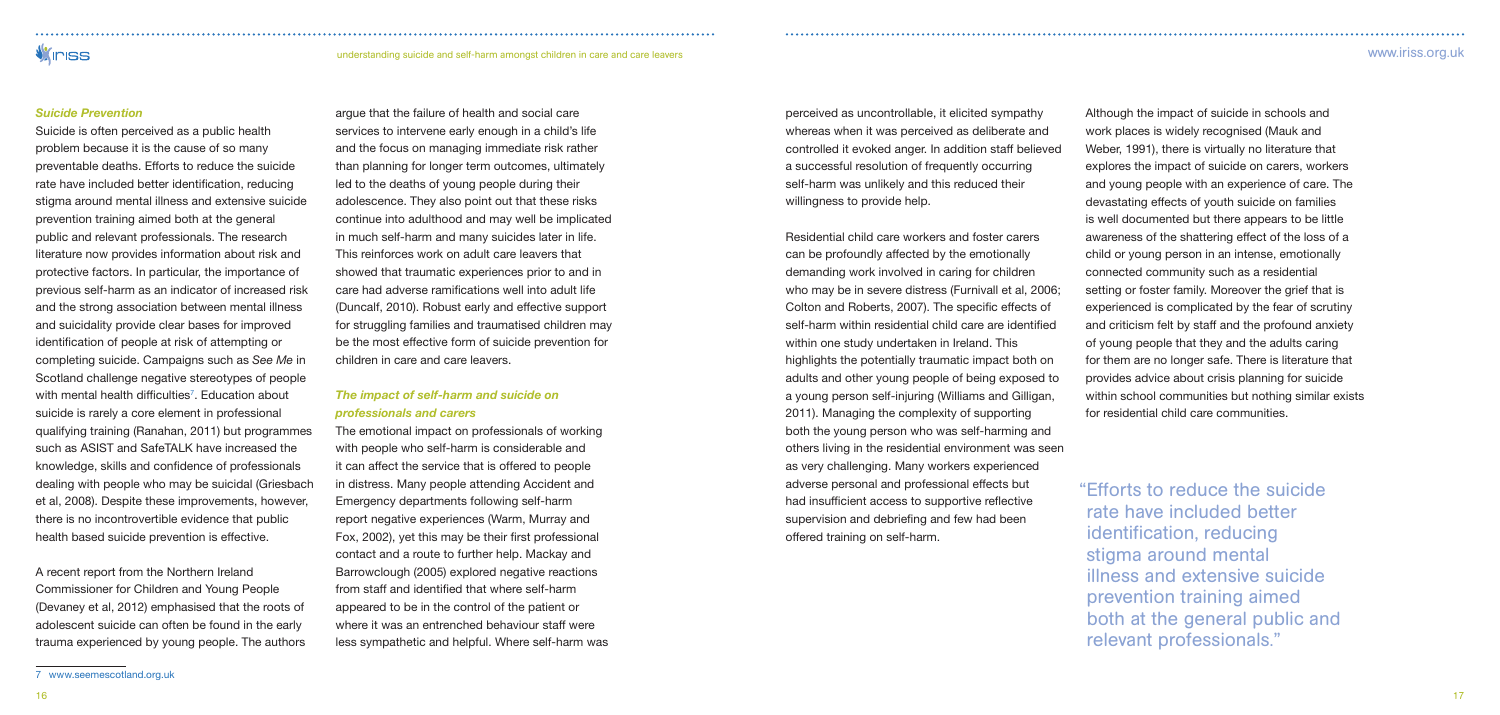### *Suicide Prevention*

Suicide is often perceived as a public health problem because it is the cause of so many preventable deaths. Efforts to reduce the suicide rate have included better identification, reducing stigma around mental illness and extensive suicide prevention training aimed both at the general public and relevant professionals. The research literature now provides information about risk and protective factors. In particular, the importance of previous self-harm as an indicator of increased risk and the strong association between mental illness and suicidality provide clear bases for improved identification of people at risk of attempting or completing suicide. Campaigns such as *See Me* in Scotland challenge negative stereotypes of people with mental health difficulties[7]. Education about suicide is rarely a core element in professional qualifying training (Ranahan, 2011) but programmes such as ASIST and SafeTALK have increased the knowledge, skills and confidence of professionals dealing with people who may be suicidal (Griesbach et al, 2008). Despite these improvements, however, there is no incontrovertible evidence that public health based suicide prevention is effective.

A recent report from the Northern Ireland Commissioner for Children and Young People (Devaney et al, 2012) emphasised that the roots of adolescent suicide can often be found in the early trauma experienced by young people. The authors argue that the failure of health and social care services to intervene early enough in a child's life and the focus on managing immediate risk rather than planning for longer term outcomes, ultimately led to the deaths of young people during their adolescence. They also point out that these risks continue into adulthood and may well be implicated in much self-harm and many suicides later in life. This reinforces work on adult care leavers that showed that traumatic experiences prior to and in care had adverse ramifications well into adult life (Duncalf, 2010). Robust early and effective support for struggling families and traumatised children may be the most effective form of suicide prevention for children in care and care leavers.

### *The impact of self-harm and suicide on professionals and carers*

The emotional impact on professionals of working with people who self-harm is considerable and it can affect the service that is offered to people in distress. Many people attending Accident and Emergency departments following self-harm report negative experiences (Warm, Murray and Fox, 2002), yet this may be their first professional contact and a route to further help. Mackay and Barrowclough (2005) explored negative reactions from staff and identified that where self-harm appeared to be in the control of the patient or where it was an entrenched behaviour staff were less sympathetic and helpful. Where self-harm was perceived as uncontrollable, it elicited sympathy whereas when it was perceived as deliberate and controlled it evoked anger. In addition staff believed a successful resolution of frequently occurring self-harm was unlikely and this reduced their willingness to provide help.

Residential child care workers and foster carers can be profoundly affected by the emotionally demanding work involved in caring for children who may be in severe distress (Furnivall et al, 2006; Colton and Roberts, 2007). The specific effects of self-harm within residential child care are identified within one study undertaken in Ireland. This highlights the potentially traumatic impact both on adults and other young people of being exposed to a young person self-injuring (Williams and Gilligan, 2011). Managing the complexity of supporting both the young person who was self-harming and others living in the residential environment was seen as very challenging. Many workers experienced adverse personal and professional effects but had insufficient access to supportive reflective supervision and debriefing and few had been offered training on self-harm.

Although the impact of suicide in schools and work places is widely recognised (Mauk and Weber, 1991), there is virtually no literature that explores the impact of suicide on carers, workers and young people with an experience of care. The devastating effects of youth suicide on families is well documented but there appears to be little awareness of the shattering effect of the loss of a child or young person in an intense, emotionally connected community such as a residential setting or foster family. Moreover the grief that is experienced is complicated by the fear of scrutiny and criticism felt by staff and the profound anxiety of young people that they and the adults caring for them are no longer safe. There is literature that provides advice about crisis planning for suicide within school communities but nothing similar exists for residential child care communities.

> "Efforts to reduce the suicide rate have included better identification, reducing stigma around mental illness and extensive suicide prevention training aimed both at the general public and relevant professionals."

[7] www.seemescotland.org.uk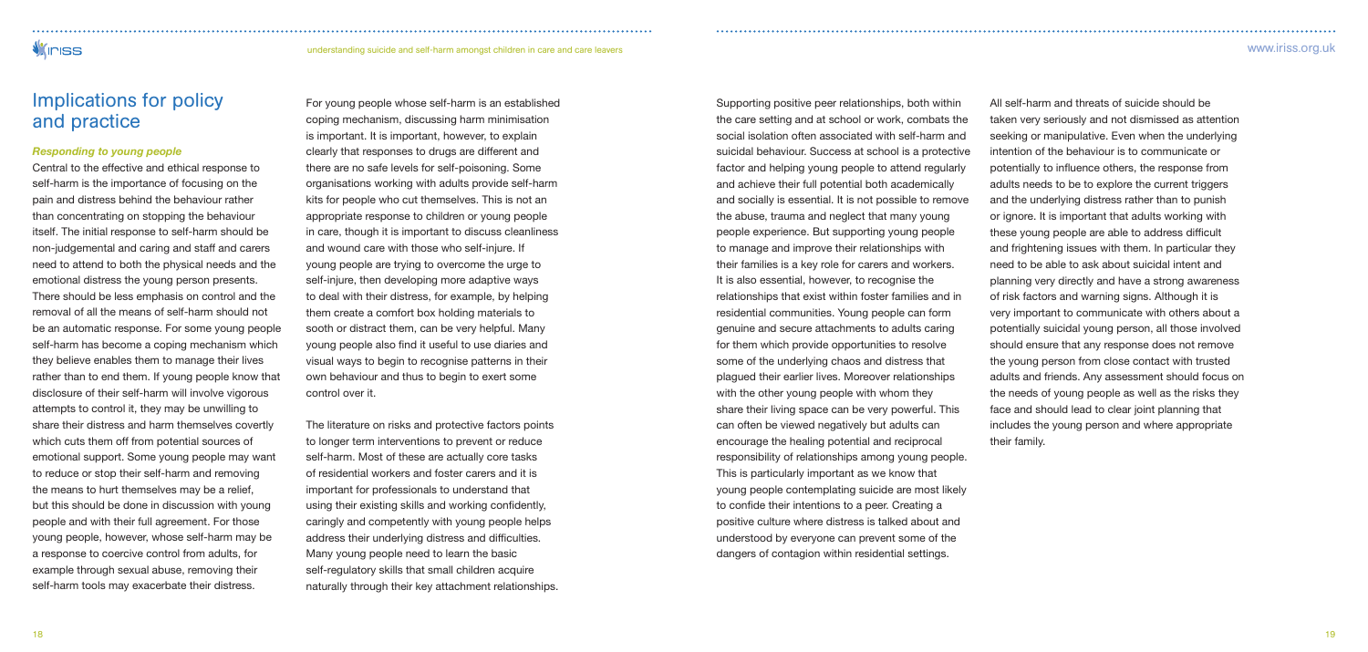## Implications for policy and practice

### *Responding to young people*

Central to the effective and ethical response to self-harm is the importance of focusing on the pain and distress behind the behaviour rather than concentrating on stopping the behaviour itself. The initial response to self-harm should be non-judgemental and caring and staff and carers need to attend to both the physical needs and the emotional distress the young person presents. There should be less emphasis on control and the removal of all the means of self-harm should not be an automatic response. For some young people self-harm has become a coping mechanism which they believe enables them to manage their lives rather than to end them. If young people know that disclosure of their self-harm will involve vigorous attempts to control it, they may be unwilling to share their distress and harm themselves covertly which cuts them off from potential sources of emotional support. Some young people may want to reduce or stop their self-harm and removing the means to hurt themselves may be a relief, but this should be done in discussion with young people and with their full agreement. For those young people, however, whose self-harm may be a response to coercive control from adults, for example through sexual abuse, removing their self-harm tools may exacerbate their distress.

For young people whose self-harm is an established coping mechanism, discussing harm minimisation is important. It is important, however, to explain clearly that responses to drugs are different and there are no safe levels for self-poisoning. Some organisations working with adults provide self-harm kits for people who cut themselves. This is not an appropriate response to children or young people in care, though it is important to discuss cleanliness and wound care with those who self-injure. If young people are trying to overcome the urge to self-injure, then developing more adaptive ways to deal with their distress, for example, by helping them create a comfort box holding materials to sooth or distract them, can be very helpful. Many young people also find it useful to use diaries and visual ways to begin to recognise patterns in their own behaviour and thus to begin to exert some control over it.

The literature on risks and protective factors points to longer term interventions to prevent or reduce self-harm. Most of these are actually core tasks of residential workers and foster carers and it is important for professionals to understand that using their existing skills and working confidently, caringly and competently with young people helps address their underlying distress and difficulties. Many young people need to learn the basic self-regulatory skills that small children acquire naturally through their key attachment relationships.

Supporting positive peer relationships, both within the care setting and at school or work, combats the social isolation often associated with self-harm and suicidal behaviour. Success at school is a protective factor and helping young people to attend regularly and achieve their full potential both academically and socially is essential. It is not possible to remove the abuse, trauma and neglect that many young people experience. But supporting young people to manage and improve their relationships with their families is a key role for carers and workers. It is also essential, however, to recognise the relationships that exist within foster families and in residential communities. Young people can form genuine and secure attachments to adults caring for them which provide opportunities to resolve some of the underlying chaos and distress that plagued their earlier lives. Moreover relationships with the other young people with whom they share their living space can be very powerful. This can often be viewed negatively but adults can encourage the healing potential and reciprocal responsibility of relationships among young people. This is particularly important as we know that young people contemplating suicide are most likely to confide their intentions to a peer. Creating a positive culture where distress is talked about and understood by everyone can prevent some of the dangers of contagion within residential settings.

All self-harm and threats of suicide should be taken very seriously and not dismissed as attention seeking or manipulative. Even when the underlying intention of the behaviour is to communicate or potentially to influence others, the response from adults needs to be to explore the current triggers and the underlying distress rather than to punish or ignore. It is important that adults working with these young people are able to address difficult and frightening issues with them. In particular they need to be able to ask about suicidal intent and planning very directly and have a strong awareness of risk factors and warning signs. Although it is very important to communicate with others about a potentially suicidal young person, all those involved should ensure that any response does not remove the young person from close contact with trusted adults and friends. Any assessment should focus on the needs of young people as well as the risks they face and should lead to clear joint planning that includes the young person and where appropriate their family.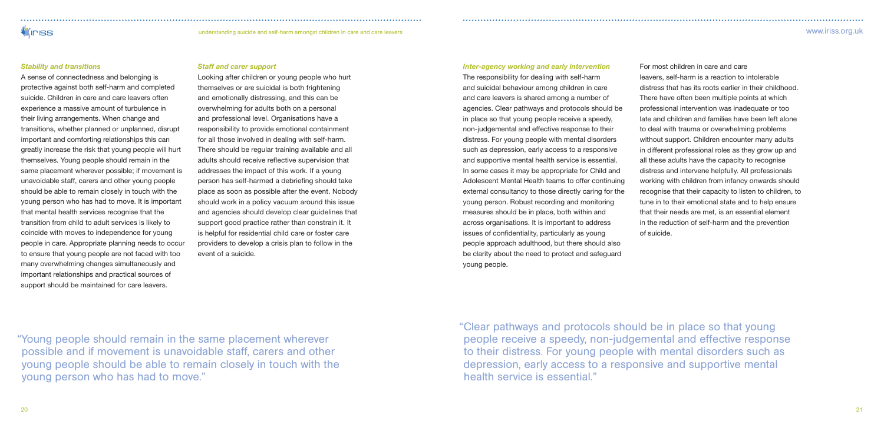### *Stability and transitions*

A sense of connectedness and belonging is protective against both self-harm and completed suicide. Children in care and care leavers often experience a massive amount of turbulence in their living arrangements. When change and transitions, whether planned or unplanned, disrupt important and comforting relationships this can greatly increase the risk that young people will hurt themselves. Young people should remain in the same placement wherever possible; if movement is unavoidable staff, carers and other young people should be able to remain closely in touch with the young person who has had to move. It is important that mental health services recognise that the transition from child to adult services is likely to coincide with moves to independence for young people in care. Appropriate planning needs to occur to ensure that young people are not faced with too many overwhelming changes simultaneously and important relationships and practical sources of support should be maintained for care leavers.

### *Staff and carer support*

Looking after children or young people who hurt themselves or are suicidal is both frightening and emotionally distressing, and this can be overwhelming for adults both on a personal and professional level. Organisations have a responsibility to provide emotional containment for all those involved in dealing with self-harm. There should be regular training available and all adults should receive reflective supervision that addresses the impact of this work. If a young person has self-harmed a debriefing should take place as soon as possible after the event. Nobody should work in a policy vacuum around this issue and agencies should develop clear guidelines that support good practice rather than constrain it. It is helpful for residential child care or foster care providers to develop a crisis plan to follow in the event of a suicide.

"Young people should remain in the same placement wherever possible and if movement is unavoidable staff, carers and other young people should be able to remain closely in touch with the young person who has had to move."

### *Inter-agency working and early intervention*

The responsibility for dealing with self-harm and suicidal behaviour among children in care and care leavers is shared among a number of agencies. Clear pathways and protocols should be in place so that young people receive a speedy, non-judgemental and effective response to their distress. For young people with mental disorders such as depression, early access to a responsive and supportive mental health service is essential. In some cases it may be appropriate for Child and Adolescent Mental Health teams to offer continuing external consultancy to those directly caring for the young person. Robust recording and monitoring measures should be in place, both within and across organisations. It is important to address issues of confidentiality, particularly as young people approach adulthood, but there should also be clarity about the need to protect and safeguard young people.

For most children in care and care leavers, self-harm is a reaction to intolerable distress that has its roots earlier in their childhood. There have often been multiple points at which professional intervention was inadequate or too late and children and families have been left alone to deal with trauma or overwhelming problems without support. Children encounter many adults in different professional roles as they grow up and all these adults have the capacity to recognise distress and intervene helpfully. All professionals working with children from infancy onwards should recognise that their capacity to listen to children, to tune in to their emotional state and to help ensure that their needs are met, is an essential element in the reduction of self-harm and the prevention of suicide.

"Clear pathways and protocols should be in place so that young people receive a speedy, non-judgemental and effective response to their distress. For young people with mental disorders such as depression, early access to a responsive and supportive mental health service is essential."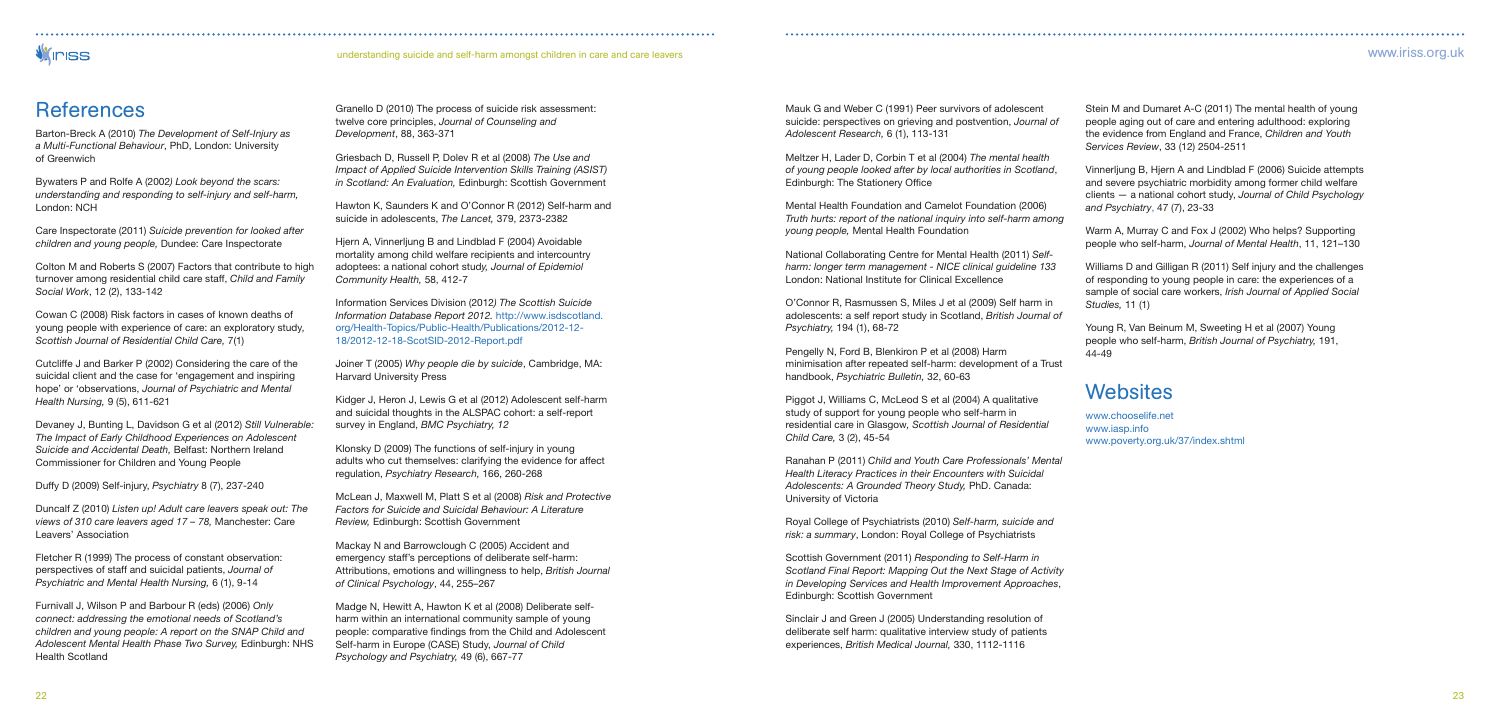# References

Barton-Breck A (2010) *The Development of Self-Injury as a Multi-Functional Behaviour*, PhD, London: University of Greenwich

Bywaters P and Rolfe A (2002) *Look beyond the scars: understanding and responding to self-injury and self-harm,* London: NCH

Care Inspectorate (2011) *Suicide prevention for looked after children and young people,* Dundee: Care Inspectorate

Colton M and Roberts S (2007) Factors that contribute to high turnover among residential child care staff, *Child and Family Social Work*, 12 (2), 133-142

Cowan C (2008) Risk factors in cases of known deaths of young people with experience of care: an exploratory study, *Scottish Journal of Residential Child Care,* 7(1)

Cutcliffe J and Barker P (2002) Considering the care of the suicidal client and the case for 'engagement and inspiring hope' or 'observations, *Journal of Psychiatric and Mental Health Nursing,* 9 (5), 611-621

Devaney J, Bunting L, Davidson G et al (2012) *Still Vulnerable: The Impact of Early Childhood Experiences on Adolescent Suicide and Accidental Death,* Belfast: Northern Ireland Commissioner for Children and Young People

Duffy D (2009) Self-injury, *Psychiatry* 8 (7), 237-240

Duncalf Z (2010) *Listen up! Adult care leavers speak out: The views of 310 care leavers aged 17 – 78,* Manchester: Care Leavers' Association

Fletcher R (1999) The process of constant observation: perspectives of staff and suicidal patients, *Journal of Psychiatric and Mental Health Nursing,* 6 (1), 9-14

Furnivall J, Wilson P and Barbour R (eds) (2006) *Only connect: addressing the emotional needs of Scotland's children and young people: A report on the SNAP Child and Adolescent Mental Health Phase Two Survey,* Edinburgh: NHS Health Scotland

Granello D (2010) The process of suicide risk assessment: twelve core principles, *Journal of Counseling and Development*, 88, 363-371

Griesbach D, Russell P, Dolev R et al (2008) *The Use and Impact of Applied Suicide Intervention Skills Training (ASIST) in Scotland: An Evaluation,* Edinburgh: Scottish Government

Hawton K, Saunders K and O'Connor R (2012) Self-harm and suicide in adolescents, *The Lancet,* 379, 2373-2382

Hjern A, Vinnerljung B and Lindblad F (2004) Avoidable mortality among child welfare recipients and intercountry adoptees: a national cohort study, *Journal of Epidemiol Community Health,* 58, 412-7

Information Services Division (2012) *The Scottish Suicide Information Database Report 2012.* http://www.isdscotland.org/Health-Topics/Public-Health/Publications/2012-12-18/2012-12-18-ScotSID-2012-Report.pdf

Joiner T (2005) *Why people die by suicide*, Cambridge, MA: Harvard University Press

Kidger J, Heron J, Lewis G et al (2012) Adolescent self-harm and suicidal thoughts in the ALSPAC cohort: a self-report survey in England, *BMC Psychiatry, 12*

Klonsky D (2009) The functions of self-injury in young adults who cut themselves: clarifying the evidence for affect regulation, *Psychiatry Research,* 166, 260-268

McLean J, Maxwell M, Platt S et al (2008) *Risk and Protective Factors for Suicide and Suicidal Behaviour: A Literature Review,* Edinburgh: Scottish Government

Mackay N and Barrowclough C (2005) Accident and emergency staff's perceptions of deliberate self-harm: Attributions, emotions and willingness to help, *British Journal of Clinical Psychology*, 44, 255–267

Madge N, Hewitt A, Hawton K et al (2008) Deliberate self-harm within an international community sample of young people: comparative findings from the Child and Adolescent Self-harm in Europe (CASE) Study, *Journal of Child Psychology and Psychiatry,* 49 (6), 667-77

Mauk G and Weber C (1991) Peer survivors of adolescent suicide: perspectives on grieving and postvention, *Journal of Adolescent Research,* 6 (1), 113-131

Meltzer H, Lader D, Corbin T et al (2004) *The mental health of young people looked after by local authorities in Scotland*, Edinburgh: The Stationery Office

Mental Health Foundation and Camelot Foundation (2006) *Truth hurts: report of the national inquiry into self-harm among young people,* Mental Health Foundation

National Collaborating Centre for Mental Health (2011) *Self-harm: longer term management - NICE clinical guideline 133* London: National Institute for Clinical Excellence

O'Connor R, Rasmussen S, Miles J et al (2009) Self harm in adolescents: a self report study in Scotland, *British Journal of Psychiatry,* 194 (1), 68-72

Pengelly N, Ford B, Blenkiron P et al (2008) Harm minimisation after repeated self-harm: development of a Trust handbook, *Psychiatric Bulletin,* 32, 60-63

Piggot J, Williams C, McLeod S et al (2004) A qualitative study of support for young people who self-harm in residential care in Glasgow, *Scottish Journal of Residential Child Care,* 3 (2), 45-54

Ranahan P (2011) *Child and Youth Care Professionals' Mental Health Literacy Practices in their Encounters with Suicidal Adolescents: A Grounded Theory Study,* PhD. Canada: University of Victoria

Royal College of Psychiatrists (2010) *Self-harm, suicide and risk: a summary*, London: Royal College of Psychiatrists

Scottish Government (2011) *Responding to Self-Harm in Scotland Final Report: Mapping Out the Next Stage of Activity in Developing Services and Health Improvement Approaches*, Edinburgh: Scottish Government

Sinclair J and Green J (2005) Understanding resolution of deliberate self harm: qualitative interview study of patients experiences, *British Medical Journal,* 330, 1112-1116

Stein M and Dumaret A-C (2011) The mental health of young people aging out of care and entering adulthood: exploring the evidence from England and France, *Children and Youth Services Review*, 33 (12) 2504-2511

Vinnerljung B, Hjern A and Lindblad F (2006) Suicide attempts and severe psychiatric morbidity among former child welfare clients — a national cohort study, *Journal of Child Psychology and Psychiatry*, 47 (7), 23-33

Warm A, Murray C and Fox J (2002) Who helps? Supporting people who self-harm, *Journal of Mental Health*, 11, 121–130

Williams D and Gilligan R (2011) Self injury and the challenges of responding to young people in care: the experiences of a sample of social care workers, *Irish Journal of Applied Social Studies,* 11 (1)

Young R, Van Beinum M, Sweeting H et al (2007) Young people who self-harm, *British Journal of Psychiatry,* 191, 44-49

# Websites

www.chooselife.net
www.iasp.info
www.poverty.org.uk/37/index.shtml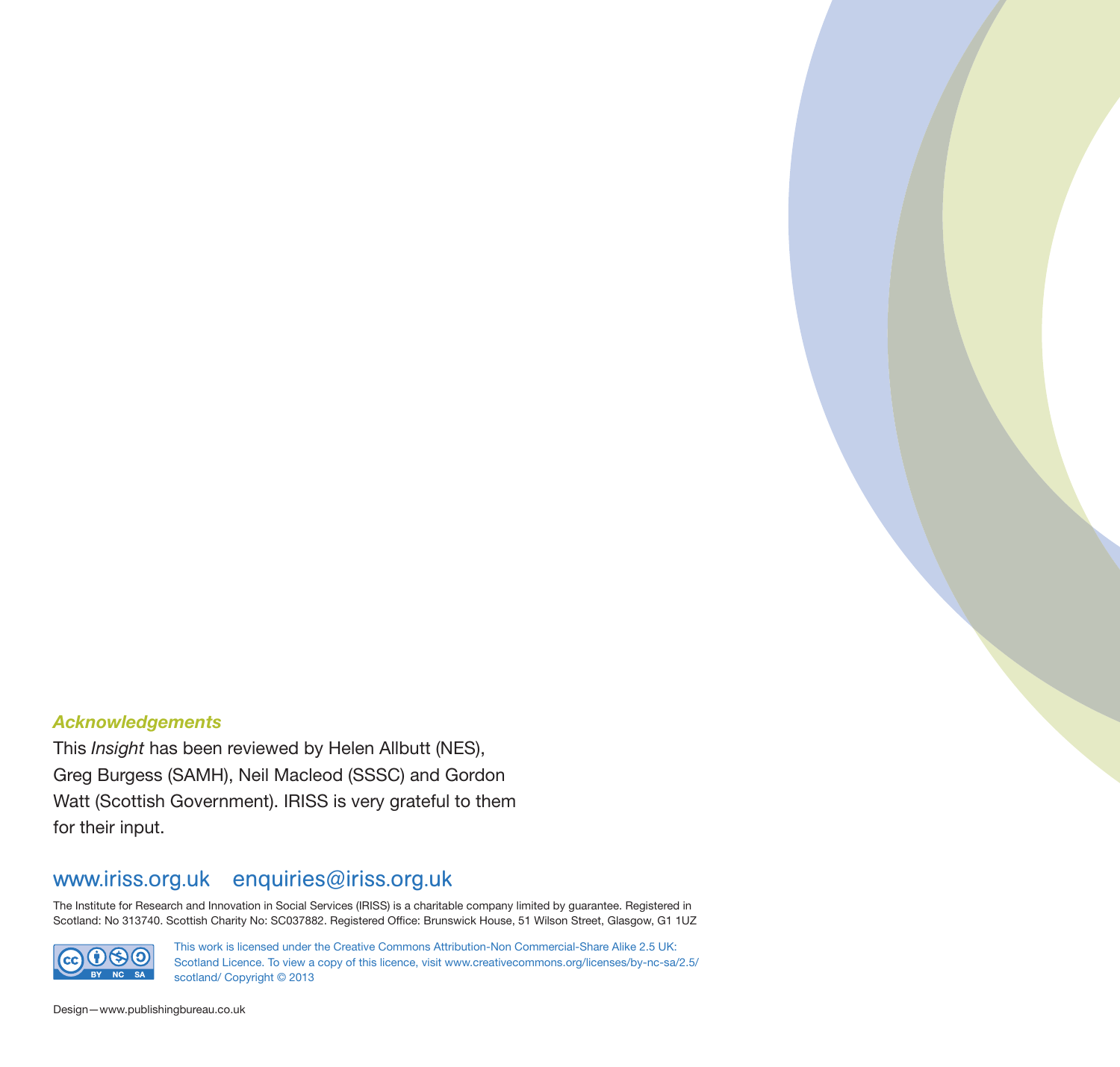### *Acknowledgements*

This *Insight* has been reviewed by Helen Allbutt (NES), Greg Burgess (SAMH), Neil Macleod (SSSC) and Gordon Watt (Scottish Government). IRISS is very grateful to them for their input.

www.iriss.org.uk enquiries@iriss.org.uk

The Institute for Research and Innovation in Social Services (IRISS) is a charitable company limited by guarantee. Registered in Scotland: No 313740. Scottish Charity No: SC037882. Registered Office: Brunswick House, 51 Wilson Street, Glasgow, G1 1UZ

This work is licensed under the Creative Commons Attribution-Non Commercial-Share Alike 2.5 UK: Scotland Licence. To view a copy of this licence, visit www.creativecommons.org/licenses/by-nc-sa/2.5/scotland/ Copyright © 2013

Design—www.publishingbureau.co.uk